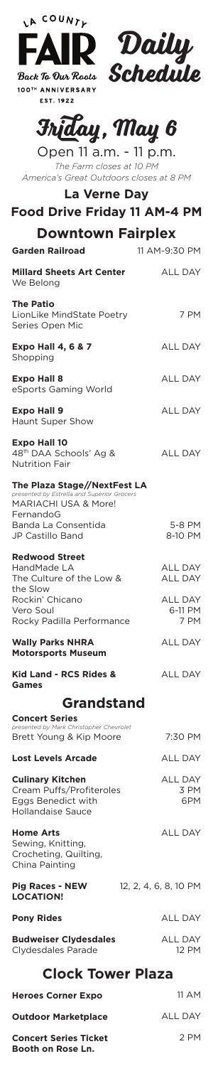LA COUNTY FAIR

Back To Our Roots

100TH ANNIVERSARY

EST. 1922

# Daily Schedule

## Friday, May 6

Open 11 a.m. - 11 p.m.

*The Farm closes at 10 PM*
*America's Great Outdoors closes at 8 PM*

**La Verne Day**

**Food Drive Friday 11 AM-4 PM**

## Downtown Fairplex

| | |
|---|---|
| **Garden Railroad** | 11 AM-9:30 PM |
| **Millard Sheets Art Center**<br>We Belong | ALL DAY |
| **The Patio**<br>LionLike MindState Poetry Series Open Mic | 7 PM |
| **Expo Hall 4, 6 & 7**<br>Shopping | ALL DAY |
| **Expo Hall 8**<br>eSports Gaming World | ALL DAY |
| **Expo Hall 9**<br>Haunt Super Show | ALL DAY |
| **Expo Hall 10**<br>48th DAA Schools' Ag & Nutrition Fair | ALL DAY |
| **The Plaza Stage//NextFest LA**<br>*presented by Estrella and Superior Grocers*<br>MARIACHI USA & More!<br>FernandoG<br>Banda La Consentida<br>JP Castillo Band | <br><br><br><br>5-8 PM<br>8-10 PM |
| **Redwood Street**<br>HandMade LA<br>The Culture of the Low & the Slow<br>Rockin' Chicano<br>Vero Soul<br>Rocky Padilla Performance | <br>ALL DAY<br>ALL DAY<br>ALL DAY<br>6-11 PM<br>7 PM |
| **Wally Parks NHRA Motorsports Museum** | ALL DAY |
| **Kid Land - RCS Rides & Games** | ALL DAY |

## Grandstand

| | |
|---|---|
| **Concert Series**<br>*presented by Mark Christopher Chevrolet*<br>Brett Young & Kip Moore | <br><br>7:30 PM |
| **Lost Levels Arcade** | ALL DAY |
| **Culinary Kitchen**<br>Cream Puffs/Profiteroles<br>Eggs Benedict with Hollandaise Sauce | ALL DAY<br>3 PM<br>6PM |
| **Home Arts**<br>Sewing, Knitting, Crocheting, Quilting, China Painting | ALL DAY |
| **Pig Races - NEW LOCATION!** | 12, 2, 4, 6, 8, 10 PM |
| **Pony Rides** | ALL DAY |
| **Budweiser Clydesdales**<br>Clydesdales Parade | ALL DAY<br>12 PM |

## Clock Tower Plaza

| | |
|---|---|
| **Heroes Corner Expo** | 11 AM |
| **Outdoor Marketplace** | ALL DAY |
| **Concert Series Ticket Booth on Rose Ln.** | 2 PM |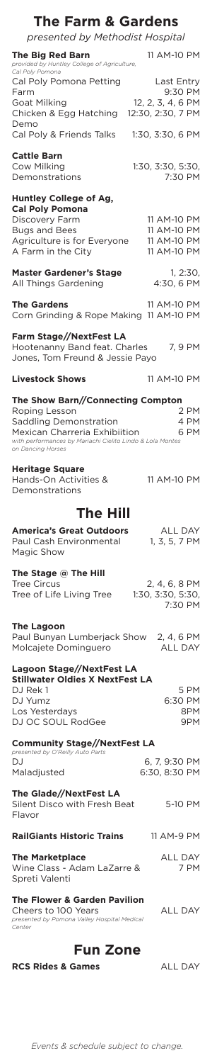# The Farm & Gardens

*presented by Methodist Hospital*

**The Big Red Barn** 11 AM-10 PM
*provided by Huntley College of Agriculture, Cal Poly Pomona*

| | |
|---|---|
| Cal Poly Pomona Petting Farm | Last Entry 9:30 PM |
| Goat Milking | 12, 2, 3, 4, 6 PM |
| Chicken & Egg Hatching Demo | 12:30, 2:30, 7 PM |
| Cal Poly & Friends Talks | 1:30, 3:30, 6 PM |

**Cattle Barn**

| | |
|---|---|
| Cow Milking Demonstrations | 1:30, 3:30, 5:30, 7:30 PM |

**Huntley College of Ag, Cal Poly Pomona**

| | |
|---|---|
| Discovery Farm | 11 AM-10 PM |
| Bugs and Bees | 11 AM-10 PM |
| Agriculture is for Everyone | 11 AM-10 PM |
| A Farm in the City | 11 AM-10 PM |

**Master Gardener's Stage**

| | |
|---|---|
| All Things Gardening | 1, 2:30, 4:30, 6 PM |

**The Gardens** 11 AM-10 PM

| | |
|---|---|
| Corn Grinding & Rope Making | 11 AM-10 PM |

**Farm Stage//NextFest LA**

| | |
|---|---|
| Hootenanny Band feat. Charles Jones, Tom Freund & Jessie Payo | 7, 9 PM |

**Livestock Shows** 11 AM-10 PM

**The Show Barn//Connecting Compton**

| | |
|---|---|
| Roping Lesson | 2 PM |
| Saddling Demonstration | 4 PM |
| Mexican Charreria Exhibiition | 6 PM |

*with performances by Mariachi Cielito Lindo & Lola Montes on Dancing Horses*

**Heritage Square**

| | |
|---|---|
| Hands-On Activities & Demonstrations | 11 AM-10 PM |

# The Hill

**America's Great Outdoors** ALL DAY

| | |
|---|---|
| Paul Cash Environmental Magic Show | 1, 3, 5, 7 PM |

**The Stage @ The Hill**

| | |
|---|---|
| Tree Circus | 2, 4, 6, 8 PM |
| Tree of Life Living Tree | 1:30, 3:30, 5:30, 7:30 PM |

**The Lagoon**

| | |
|---|---|
| Paul Bunyan Lumberjack Show | 2, 4, 6 PM |
| Molcajete Dominguero | ALL DAY |

**Lagoon Stage//NextFest LA**
**Stillwater Oldies X NextFest LA**

| | |
|---|---|
| DJ Rek 1 | 5 PM |
| DJ Yumz | 6:30 PM |
| Los Yesterdays | 8PM |
| DJ OC SOUL RodGee | 9PM |

**Community Stage//NextFest LA**
*presented by O'Reilly Auto Parts*

| | |
|---|---|
| DJ | 6, 7, 9:30 PM |
| Maladjusted | 6:30, 8:30 PM |

**The Glade//NextFest LA**

| | |
|---|---|
| Silent Disco with Fresh Beat Flavor | 5-10 PM |

**RailGiants Historic Trains** 11 AM-9 PM

**The Marketplace** ALL DAY

| | |
|---|---|
| Wine Class - Adam LaZarre & Spreti Valenti | 7 PM |

**The Flower & Garden Pavilion**

| | |
|---|---|
| Cheers to 100 Years | ALL DAY |

*presented by Pomona Valley Hospital Medical Center*

# Fun Zone

**RCS Rides & Games** ALL DAY

*Events & schedule subject to change.*